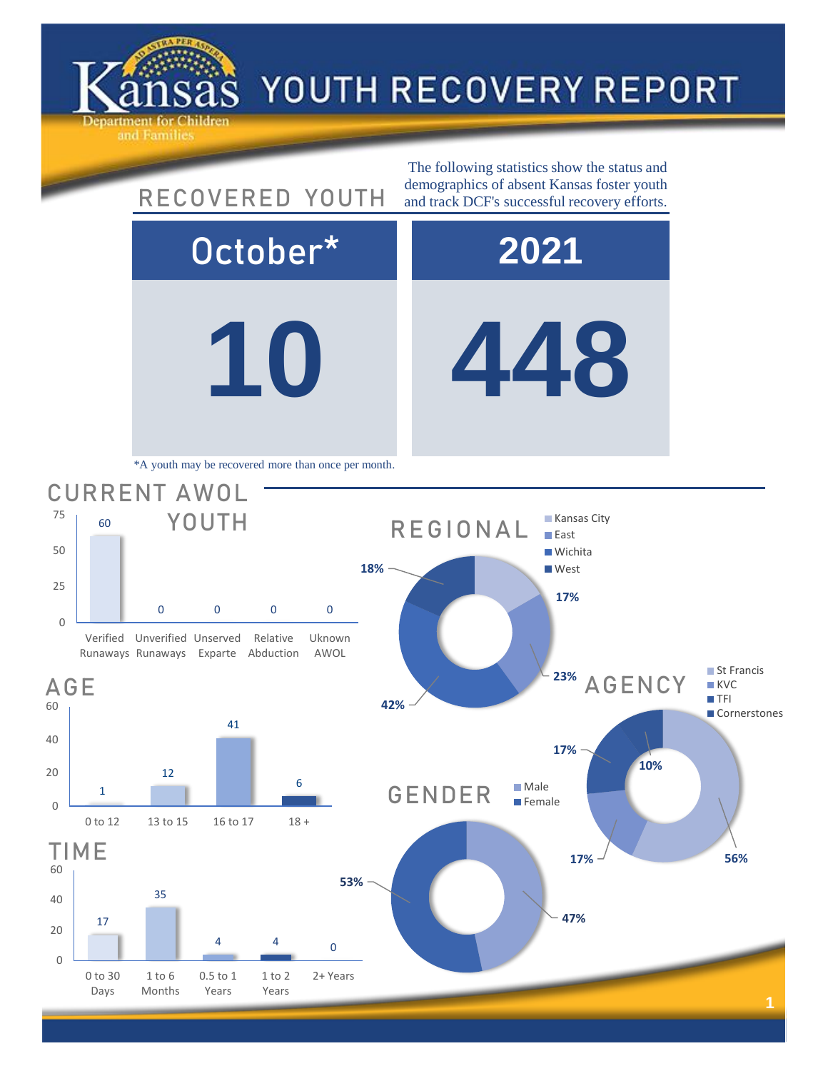# Kansas Department for Children and Families — YOUTH RECOVERY REPORT

## RECOVERED YOUTH

The following statistics show the status and demographics of absent Kansas foster youth and track DCF's successful recovery efforts.

| October* | 2021 |
|---|---|
| 10 | 448 |

*A youth may be recovered more than once per month.

## CURRENT AWOL YOUTH

| Verified Runaways | Unverified Runaways | Unserved Exparte | Relative Abduction | Uknown AWOL |
|---|---|---|---|---|
| 60 | 0 | 0 | 0 | 0 |

## AGE

| 0 to 12 | 13 to 15 | 16 to 17 | 18 + |
|---|---|---|---|
| 1 | 12 | 41 | 6 |

## TIME

| 0 to 30 Days | 1 to 6 Months | 0.5 to 1 Years | 1 to 2 Years | 2+ Years |
|---|---|---|---|---|
| 17 | 35 | 4 | 4 | 0 |

## REGIONAL

| Kansas City | East | Wichita | West |
|---|---|---|---|
| 17% | 23% | 42% | 18% |

## AGENCY

| St Francis | KVC | TFI | Cornerstones |
|---|---|---|---|
| 56% | 17% | 17% | 10% |

## GENDER

| Male | Female |
|---|---|
| 47% | 53% |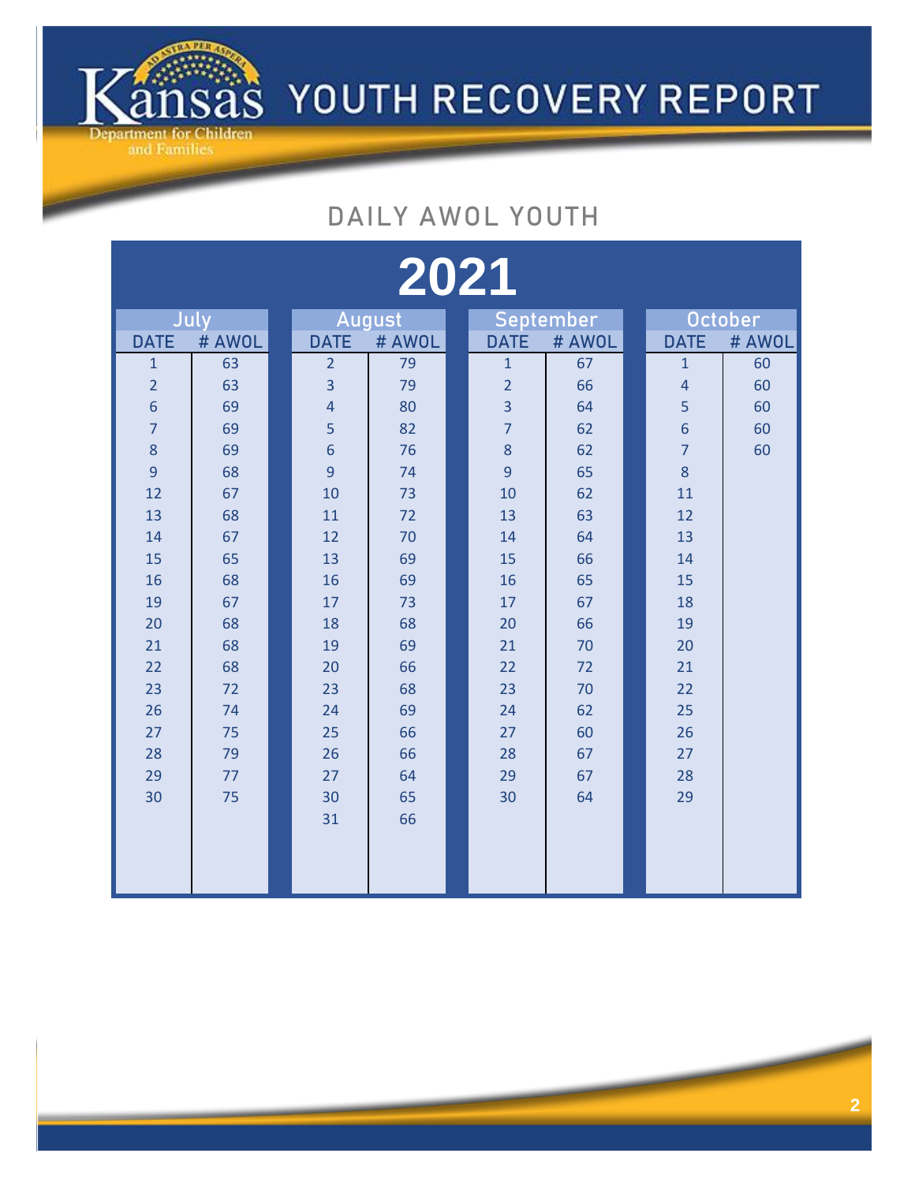# YOUTH RECOVERY REPORT

Kansas Department for Children and Families

## DAILY AWOL YOUTH

## 2021

| July | | August | | September | | October | |
|---|---|---|---|---|---|---|---|
| DATE | # AWOL | DATE | # AWOL | DATE | # AWOL | DATE | # AWOL |
| 1 | 63 | 2 | 79 | 1 | 67 | 1 | 60 |
| 2 | 63 | 3 | 79 | 2 | 66 | 4 | 60 |
| 6 | 69 | 4 | 80 | 3 | 64 | 5 | 60 |
| 7 | 69 | 5 | 82 | 7 | 62 | 6 | 60 |
| 8 | 69 | 6 | 76 | 8 | 62 | 7 | 60 |
| 9 | 68 | 9 | 74 | 9 | 65 | 8 | |
| 12 | 67 | 10 | 73 | 10 | 62 | 11 | |
| 13 | 68 | 11 | 72 | 13 | 63 | 12 | |
| 14 | 67 | 12 | 70 | 14 | 64 | 13 | |
| 15 | 65 | 13 | 69 | 15 | 66 | 14 | |
| 16 | 68 | 16 | 69 | 16 | 65 | 15 | |
| 19 | 67 | 17 | 73 | 17 | 67 | 18 | |
| 20 | 68 | 18 | 68 | 20 | 66 | 19 | |
| 21 | 68 | 19 | 69 | 21 | 70 | 20 | |
| 22 | 68 | 20 | 66 | 22 | 72 | 21 | |
| 23 | 72 | 23 | 68 | 23 | 70 | 22 | |
| 26 | 74 | 24 | 69 | 24 | 62 | 25 | |
| 27 | 75 | 25 | 66 | 27 | 60 | 26 | |
| 28 | 79 | 26 | 66 | 28 | 67 | 27 | |
| 29 | 77 | 27 | 64 | 29 | 67 | 28 | |
| 30 | 75 | 30 | 65 | 30 | 64 | 29 | |
| | | 31 | 66 | | | | |